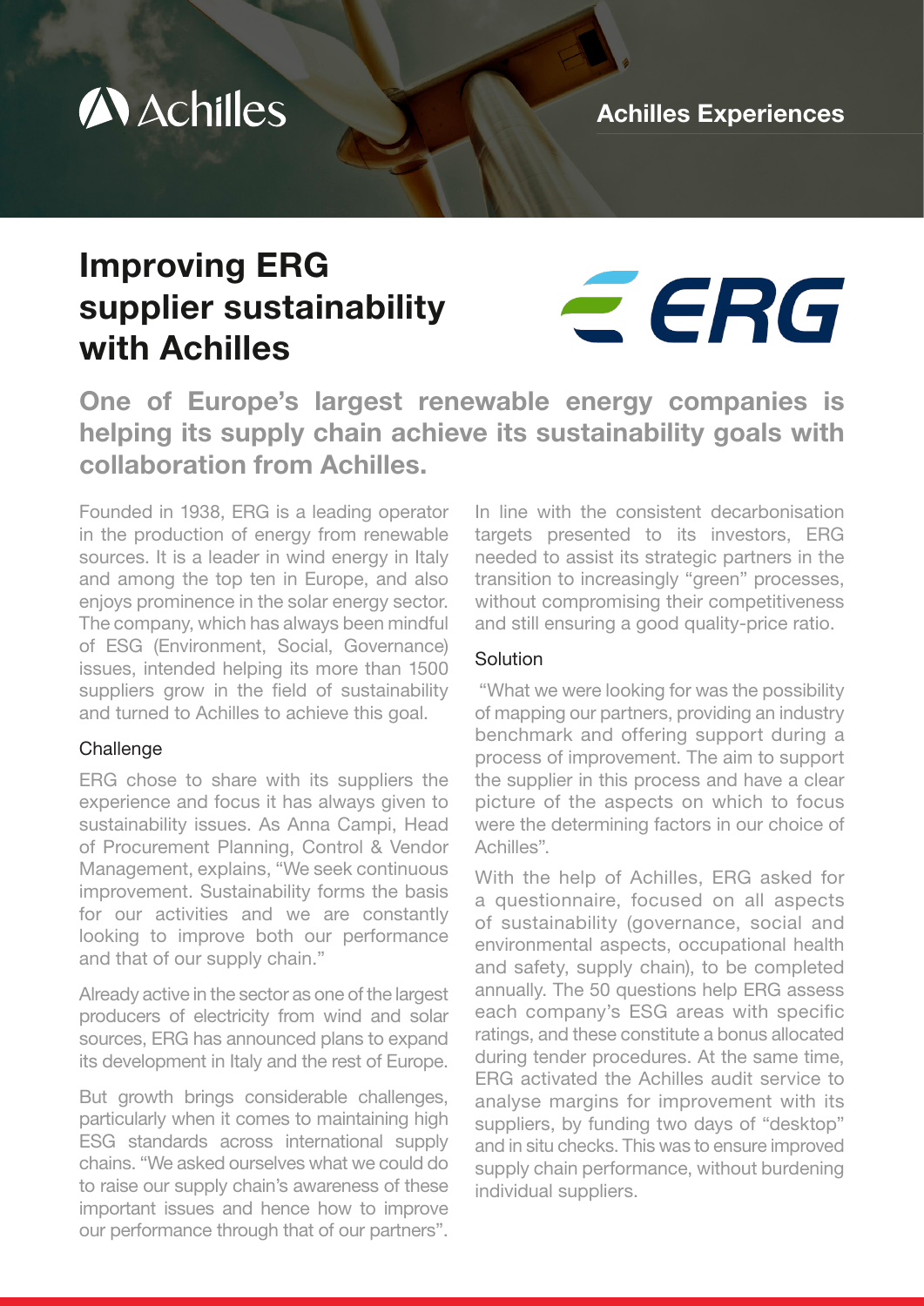Achilles

Achilles Experiences

# Improving ERG supplier sustainability with Achilles

ERG

## One of Europe's largest renewable energy companies is helping its supply chain achieve its sustainability goals with collaboration from Achilles.

Founded in 1938, ERG is a leading operator in the production of energy from renewable sources. It is a leader in wind energy in Italy and among the top ten in Europe, and also enjoys prominence in the solar energy sector. The company, which has always been mindful of ESG (Environment, Social, Governance) issues, intended helping its more than 1500 suppliers grow in the field of sustainability and turned to Achilles to achieve this goal.

### Challenge

ERG chose to share with its suppliers the experience and focus it has always given to sustainability issues. As Anna Campi, Head of Procurement Planning, Control & Vendor Management, explains, "We seek continuous improvement. Sustainability forms the basis for our activities and we are constantly looking to improve both our performance and that of our supply chain."

Already active in the sector as one of the largest producers of electricity from wind and solar sources, ERG has announced plans to expand its development in Italy and the rest of Europe.

But growth brings considerable challenges, particularly when it comes to maintaining high ESG standards across international supply chains. "We asked ourselves what we could do to raise our supply chain's awareness of these important issues and hence how to improve our performance through that of our partners".

In line with the consistent decarbonisation targets presented to its investors, ERG needed to assist its strategic partners in the transition to increasingly "green" processes, without compromising their competitiveness and still ensuring a good quality-price ratio.

### Solution

"What we were looking for was the possibility of mapping our partners, providing an industry benchmark and offering support during a process of improvement. The aim to support the supplier in this process and have a clear picture of the aspects on which to focus were the determining factors in our choice of Achilles".

With the help of Achilles, ERG asked for a questionnaire, focused on all aspects of sustainability (governance, social and environmental aspects, occupational health and safety, supply chain), to be completed annually. The 50 questions help ERG assess each company's ESG areas with specific ratings, and these constitute a bonus allocated during tender procedures. At the same time, ERG activated the Achilles audit service to analyse margins for improvement with its suppliers, by funding two days of "desktop" and in situ checks. This was to ensure improved supply chain performance, without burdening individual suppliers.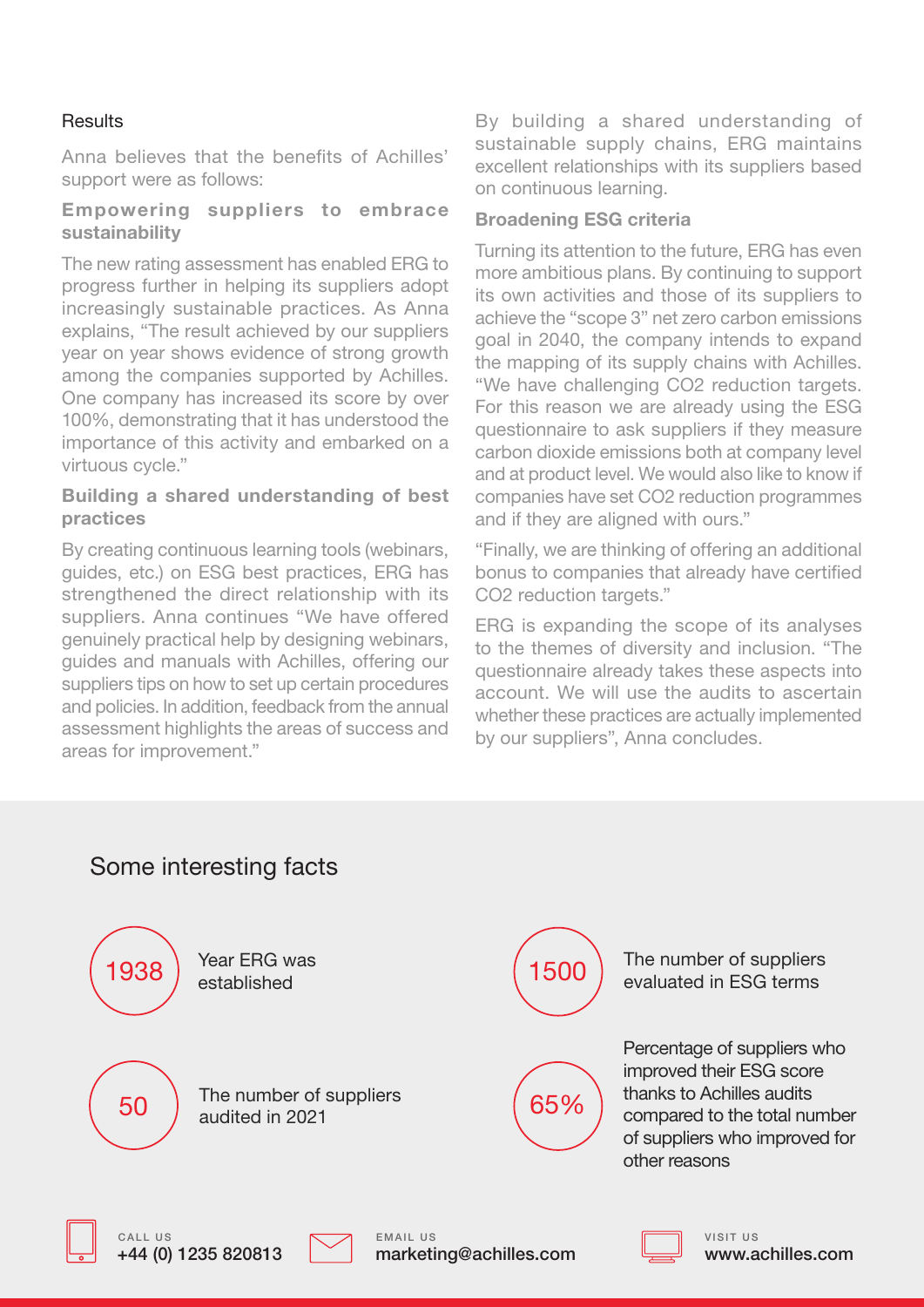## Results

Anna believes that the benefits of Achilles' support were as follows:

### Empowering suppliers to embrace sustainability

The new rating assessment has enabled ERG to progress further in helping its suppliers adopt increasingly sustainable practices. As Anna explains, "The result achieved by our suppliers year on year shows evidence of strong growth among the companies supported by Achilles. One company has increased its score by over 100%, demonstrating that it has understood the importance of this activity and embarked on a virtuous cycle."

### Building a shared understanding of best practices

By creating continuous learning tools (webinars, guides, etc.) on ESG best practices, ERG has strengthened the direct relationship with its suppliers. Anna continues "We have offered genuinely practical help by designing webinars, guides and manuals with Achilles, offering our suppliers tips on how to set up certain procedures and policies. In addition, feedback from the annual assessment highlights the areas of success and areas for improvement."

By building a shared understanding of sustainable supply chains, ERG maintains excellent relationships with its suppliers based on continuous learning.

### Broadening ESG criteria

Turning its attention to the future, ERG has even more ambitious plans. By continuing to support its own activities and those of its suppliers to achieve the "scope 3" net zero carbon emissions goal in 2040, the company intends to expand the mapping of its supply chains with Achilles. "We have challenging $CO_2$ reduction targets. For this reason we are already using the ESG questionnaire to ask suppliers if they measure carbon dioxide emissions both at company level and at product level. We would also like to know if companies have set $CO_2$ reduction programmes and if they are aligned with ours."

"Finally, we are thinking of offering an additional bonus to companies that already have certified $CO_2$ reduction targets."

ERG is expanding the scope of its analyses to the themes of diversity and inclusion. "The questionnaire already takes these aspects into account. We will use the audits to ascertain whether these practices are actually implemented by our suppliers", Anna concludes.

## Some interesting facts

**1938** Year ERG was established

**1500** The number of suppliers evaluated in ESG terms

**50** The number of suppliers audited in 2021

**65%** Percentage of suppliers who improved their ESG score thanks to Achilles audits compared to the total number of suppliers who improved for other reasons

CALL US
+44 (0) 1235 820813

EMAIL US
marketing@achilles.com

VISIT US
www.achilles.com